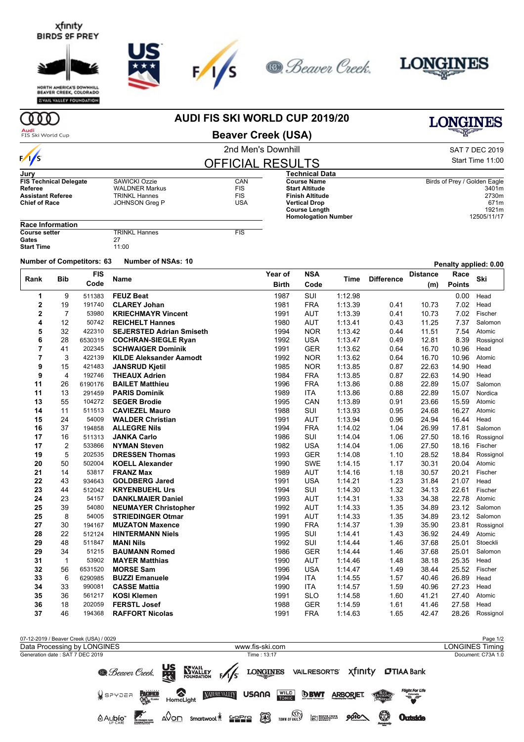# AUDI FIS SKI WORLD CUP 2019/20

## Beaver Creek (USA)

2nd Men's Downhill

SAT 7 DEC 2019

Start Time 11:00

## OFFICIAL RESULTS

| Jury | | |
|---|---|---|
| FIS Technical Delegate | SAWICKI Ozzie | CAN |
| Referee | WALDNER Markus | FIS |
| Assistant Referee | TRINKL Hannes | FIS |
| Chief of Race | JOHNSON Greg P | USA |

| Technical Data | |
|---|---|
| Course Name | Birds of Prey / Golden Eagle |
| Start Altitude | 3401m |
| Finish Altitude | 2730m |
| Vertical Drop | 671m |
| Course Length | 1921m |
| Homologation Number | 12505/11/17 |

| Race Information | | |
|---|---|---|
| Course setter | TRINKL Hannes | FIS |
| Gates | 27 | |
| Start Time | 11:00 | |

**Number of Competitors: 63** **Number of NSAs: 10**

**Penalty applied: 0.00**

| Rank | Bib | FIS Code | Name | Year of Birth | NSA Code | Time | Difference | Distance (m) | Race Points | Ski |
|---|---|---|---|---|---|---|---|---|---|---|
| 1 | 9 | 511383 | **FEUZ Beat** | 1987 | SUI | 1:12.98 | | | 0.00 | Head |
| 2 | 19 | 191740 | **CLAREY Johan** | 1981 | FRA | 1:13.39 | 0.41 | 10.73 | 7.02 | Head |
| 2 | 7 | 53980 | **KRIECHMAYR Vincent** | 1991 | AUT | 1:13.39 | 0.41 | 10.73 | 7.02 | Fischer |
| 4 | 12 | 50742 | **REICHELT Hannes** | 1980 | AUT | 1:13.41 | 0.43 | 11.25 | 7.37 | Salomon |
| 5 | 32 | 422310 | **SEJERSTED Adrian Smiseth** | 1994 | NOR | 1:13.42 | 0.44 | 11.51 | 7.54 | Atomic |
| 6 | 28 | 6530319 | **COCHRAN-SIEGLE Ryan** | 1992 | USA | 1:13.47 | 0.49 | 12.81 | 8.39 | Rossignol |
| 7 | 41 | 202345 | **SCHWAIGER Dominik** | 1991 | GER | 1:13.62 | 0.64 | 16.70 | 10.96 | Head |
| 7 | 3 | 422139 | **KILDE Aleksander Aamodt** | 1992 | NOR | 1:13.62 | 0.64 | 16.70 | 10.96 | Atomic |
| 9 | 15 | 421483 | **JANSRUD Kjetil** | 1985 | NOR | 1:13.85 | 0.87 | 22.63 | 14.90 | Head |
| 9 | 4 | 192746 | **THEAUX Adrien** | 1984 | FRA | 1:13.85 | 0.87 | 22.63 | 14.90 | Head |
| 11 | 26 | 6190176 | **BAILET Matthieu** | 1996 | FRA | 1:13.86 | 0.88 | 22.89 | 15.07 | Salomon |
| 11 | 13 | 291459 | **PARIS Dominik** | 1989 | ITA | 1:13.86 | 0.88 | 22.89 | 15.07 | Nordica |
| 13 | 55 | 104272 | **SEGER Brodie** | 1995 | CAN | 1:13.89 | 0.91 | 23.66 | 15.59 | Atomic |
| 14 | 11 | 511513 | **CAVIEZEL Mauro** | 1988 | SUI | 1:13.93 | 0.95 | 24.68 | 16.27 | Atomic |
| 15 | 24 | 54009 | **WALDER Christian** | 1991 | AUT | 1:13.94 | 0.96 | 24.94 | 16.44 | Head |
| 16 | 37 | 194858 | **ALLEGRE Nils** | 1994 | FRA | 1:14.02 | 1.04 | 26.99 | 17.81 | Salomon |
| 17 | 16 | 511313 | **JANKA Carlo** | 1986 | SUI | 1:14.04 | 1.06 | 27.50 | 18.16 | Rossignol |
| 17 | 2 | 533866 | **NYMAN Steven** | 1982 | USA | 1:14.04 | 1.06 | 27.50 | 18.16 | Fischer |
| 19 | 5 | 202535 | **DRESSEN Thomas** | 1993 | GER | 1:14.08 | 1.10 | 28.52 | 18.84 | Rossignol |
| 20 | 50 | 502004 | **KOELL Alexander** | 1990 | SWE | 1:14.15 | 1.17 | 30.31 | 20.04 | Atomic |
| 21 | 14 | 53817 | **FRANZ Max** | 1989 | AUT | 1:14.16 | 1.18 | 30.57 | 20.21 | Fischer |
| 22 | 43 | 934643 | **GOLDBERG Jared** | 1991 | USA | 1:14.21 | 1.23 | 31.84 | 21.07 | Head |
| 23 | 44 | 512042 | **KRYENBUEHL Urs** | 1994 | SUI | 1:14.30 | 1.32 | 34.13 | 22.61 | Fischer |
| 24 | 23 | 54157 | **DANKLMAIER Daniel** | 1993 | AUT | 1:14.31 | 1.33 | 34.38 | 22.78 | Atomic |
| 25 | 39 | 54080 | **NEUMAYER Christopher** | 1992 | AUT | 1:14.33 | 1.35 | 34.89 | 23.12 | Salomon |
| 25 | 8 | 54005 | **STRIEDINGER Otmar** | 1991 | AUT | 1:14.33 | 1.35 | 34.89 | 23.12 | Salomon |
| 27 | 30 | 194167 | **MUZATON Maxence** | 1990 | FRA | 1:14.37 | 1.39 | 35.90 | 23.81 | Rossignol |
| 28 | 22 | 512124 | **HINTERMANN Niels** | 1995 | SUI | 1:14.41 | 1.43 | 36.92 | 24.49 | Atomic |
| 29 | 48 | 511847 | **MANI Nils** | 1992 | SUI | 1:14.44 | 1.46 | 37.68 | 25.01 | Stoeckli |
| 29 | 34 | 51215 | **BAUMANN Romed** | 1986 | GER | 1:14.44 | 1.46 | 37.68 | 25.01 | Salomon |
| 31 | 1 | 53902 | **MAYER Matthias** | 1990 | AUT | 1:14.46 | 1.48 | 38.18 | 25.35 | Head |
| 32 | 56 | 6531520 | **MORSE Sam** | 1996 | USA | 1:14.47 | 1.49 | 38.44 | 25.52 | Fischer |
| 33 | 6 | 6290985 | **BUZZI Emanuele** | 1994 | ITA | 1:14.55 | 1.57 | 40.46 | 26.89 | Head |
| 34 | 33 | 990081 | **CASSE Mattia** | 1990 | ITA | 1:14.57 | 1.59 | 40.96 | 27.23 | Head |
| 35 | 36 | 561217 | **KOSI Klemen** | 1991 | SLO | 1:14.58 | 1.60 | 41.21 | 27.40 | Atomic |
| 36 | 18 | 202059 | **FERSTL Josef** | 1988 | GER | 1:14.59 | 1.61 | 41.46 | 27.58 | Head |
| 37 | 46 | 194368 | **RAFFORT Nicolas** | 1991 | FRA | 1:14.63 | 1.65 | 42.47 | 28.26 | Rossignol |

07-12-2019 / Beaver Creek (USA) / 0029

Data Processing by LONGINES — www.fis-ski.com — LONGINES Timing

Generation date : SAT 7 DEC 2019 — Time : 13:17 — Document: C73A 1.0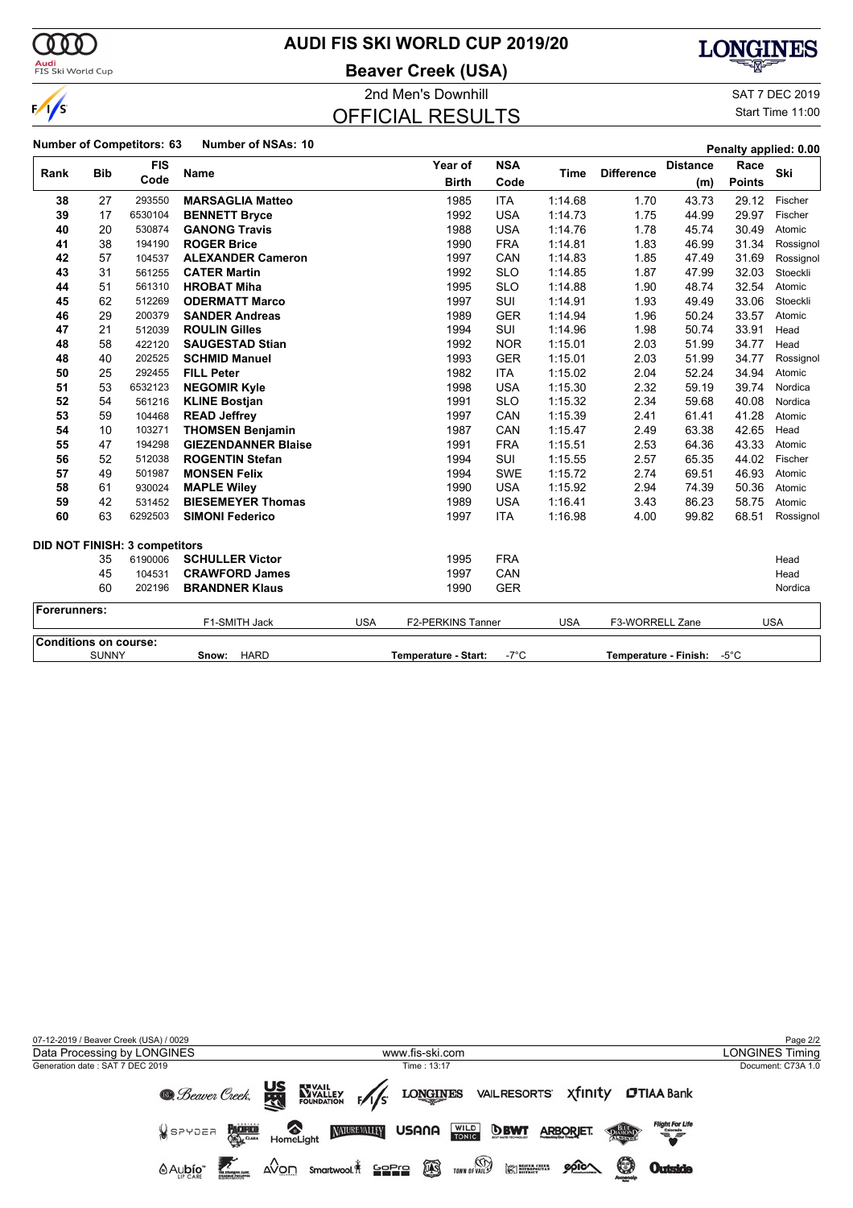# AUDI FIS SKI WORLD CUP 2019/20

## Beaver Creek (USA)

2nd Men's Downhill

SAT 7 DEC 2019

# OFFICIAL RESULTS

Start Time 11:00

**Number of Competitors: 63** **Number of NSAs: 10** **Penalty applied: 0.00**

| Rank | Bib | FIS Code | Name | Year of Birth | NSA Code | Time | Difference | Distance (m) | Race Points | Ski |
|---|---|---|---|---|---|---|---|---|---|---|
| 38 | 27 | 293550 | **MARSAGLIA Matteo** | 1985 | ITA | 1:14.68 | 1.70 | 43.73 | 29.12 | Fischer |
| 39 | 17 | 6530104 | **BENNETT Bryce** | 1992 | USA | 1:14.73 | 1.75 | 44.99 | 29.97 | Fischer |
| 40 | 20 | 530874 | **GANONG Travis** | 1988 | USA | 1:14.76 | 1.78 | 45.74 | 30.49 | Atomic |
| 41 | 38 | 194190 | **ROGER Brice** | 1990 | FRA | 1:14.81 | 1.83 | 46.99 | 31.34 | Rossignol |
| 42 | 57 | 104537 | **ALEXANDER Cameron** | 1997 | CAN | 1:14.83 | 1.85 | 47.49 | 31.69 | Rossignol |
| 43 | 31 | 561255 | **CATER Martin** | 1992 | SLO | 1:14.85 | 1.87 | 47.99 | 32.03 | Stoeckli |
| 44 | 51 | 561310 | **HROBAT Miha** | 1995 | SLO | 1:14.88 | 1.90 | 48.74 | 32.54 | Atomic |
| 45 | 62 | 512269 | **ODERMATT Marco** | 1997 | SUI | 1:14.91 | 1.93 | 49.49 | 33.06 | Stoeckli |
| 46 | 29 | 200379 | **SANDER Andreas** | 1989 | GER | 1:14.94 | 1.96 | 50.24 | 33.57 | Atomic |
| 47 | 21 | 512039 | **ROULIN Gilles** | 1994 | SUI | 1:14.96 | 1.98 | 50.74 | 33.91 | Head |
| 48 | 58 | 422120 | **SAUGESTAD Stian** | 1992 | NOR | 1:15.01 | 2.03 | 51.99 | 34.77 | Head |
| 48 | 40 | 202525 | **SCHMID Manuel** | 1993 | GER | 1:15.01 | 2.03 | 51.99 | 34.77 | Rossignol |
| 50 | 25 | 292455 | **FILL Peter** | 1982 | ITA | 1:15.02 | 2.04 | 52.24 | 34.94 | Atomic |
| 51 | 53 | 6532123 | **NEGOMIR Kyle** | 1998 | USA | 1:15.30 | 2.32 | 59.19 | 39.74 | Nordica |
| 52 | 54 | 561216 | **KLINE Bostjan** | 1991 | SLO | 1:15.32 | 2.34 | 59.68 | 40.08 | Nordica |
| 53 | 59 | 104468 | **READ Jeffrey** | 1997 | CAN | 1:15.39 | 2.41 | 61.41 | 41.28 | Atomic |
| 54 | 10 | 103271 | **THOMSEN Benjamin** | 1987 | CAN | 1:15.47 | 2.49 | 63.38 | 42.65 | Head |
| 55 | 47 | 194298 | **GIEZENDANNER Blaise** | 1991 | FRA | 1:15.51 | 2.53 | 64.36 | 43.33 | Atomic |
| 56 | 52 | 512038 | **ROGENTIN Stefan** | 1994 | SUI | 1:15.55 | 2.57 | 65.35 | 44.02 | Fischer |
| 57 | 49 | 501987 | **MONSEN Felix** | 1994 | SWE | 1:15.72 | 2.74 | 69.51 | 46.93 | Atomic |
| 58 | 61 | 930024 | **MAPLE Wiley** | 1990 | USA | 1:15.92 | 2.94 | 74.39 | 50.36 | Atomic |
| 59 | 42 | 531452 | **BIESEMEYER Thomas** | 1989 | USA | 1:16.41 | 3.43 | 86.23 | 58.75 | Atomic |
| 60 | 63 | 6292503 | **SIMONI Federico** | 1997 | ITA | 1:16.98 | 4.00 | 99.82 | 68.51 | Rossignol |
| **DID NOT FINISH: 3 competitors** | | | | | | | | | | |
| | 35 | 6190006 | **SCHULLER Victor** | 1995 | FRA | | | | | Head |
| | 45 | 104531 | **CRAWFORD James** | 1997 | CAN | | | | | Head |
| | 60 | 202196 | **BRANDNER Klaus** | 1990 | GER | | | | | Nordica |

**Forerunners:**

F1-SMITH Jack USA | F2-PERKINS Tanner USA | F3-WORRELL Zane USA

**Conditions on course:**

SUNNY | **Snow:** HARD | **Temperature - Start:** -7°C | **Temperature - Finish:** -5°C

07-12-2019 / Beaver Creek (USA) / 0029

Data Processing by LONGINES | www.fis-ski.com | LONGINES Timing

Generation date : SAT 7 DEC 2019 | Time : 13:17 | Document: C73A 1.0